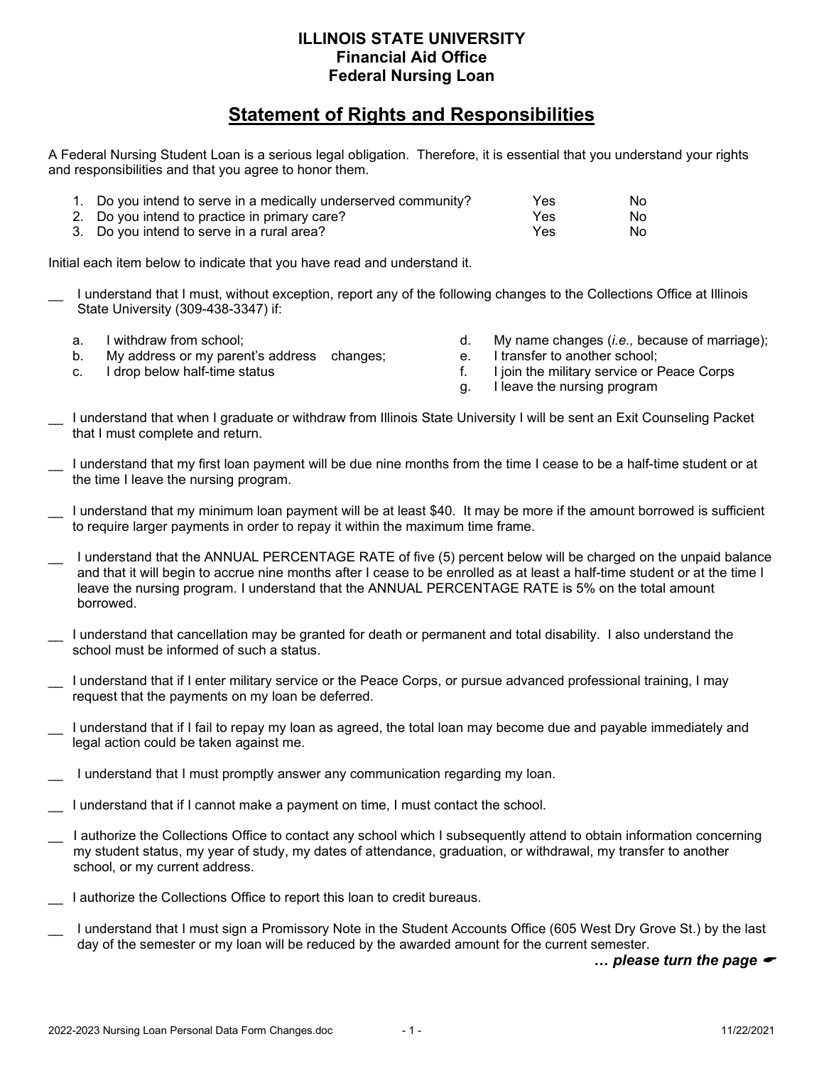**ILLINOIS STATE UNIVERSITY**
**Financial Aid Office**
**Federal Nursing Loan**

# Statement of Rights and Responsibilities

A Federal Nursing Student Loan is a serious legal obligation. Therefore, it is essential that you understand your rights and responsibilities and that you agree to honor them.

| | | |
|---|---|---|
| 1. Do you intend to serve in a medically underserved community? | Yes | No |
| 2. Do you intend to practice in primary care? | Yes | No |
| 3. Do you intend to serve in a rural area? | Yes | No |

Initial each item below to indicate that you have read and understand it.

__ I understand that I must, without exception, report any of the following changes to the Collections Office at Illinois State University (309-438-3347) if:

a. I withdraw from school;
b. My address or my parent's address changes;
c. I drop below half-time status
d. My name changes (*i.e.,* because of marriage);
e. I transfer to another school;
f. I join the military service or Peace Corps
g. I leave the nursing program

__ I understand that when I graduate or withdraw from Illinois State University I will be sent an Exit Counseling Packet that I must complete and return.

__ I understand that my first loan payment will be due nine months from the time I cease to be a half-time student or at the time I leave the nursing program.

__ I understand that my minimum loan payment will be at least $40. It may be more if the amount borrowed is sufficient to require larger payments in order to repay it within the maximum time frame.

__ I understand that the ANNUAL PERCENTAGE RATE of five (5) percent below will be charged on the unpaid balance and that it will begin to accrue nine months after I cease to be enrolled as at least a half-time student or at the time I leave the nursing program. I understand that the ANNUAL PERCENTAGE RATE is 5% on the total amount borrowed.

__ I understand that cancellation may be granted for death or permanent and total disability. I also understand the school must be informed of such a status.

__ I understand that if I enter military service or the Peace Corps, or pursue advanced professional training, I may request that the payments on my loan be deferred.

__ I understand that if I fail to repay my loan as agreed, the total loan may become due and payable immediately and legal action could be taken against me.

__ I understand that I must promptly answer any communication regarding my loan.

__ I understand that if I cannot make a payment on time, I must contact the school.

__ I authorize the Collections Office to contact any school which I subsequently attend to obtain information concerning my student status, my year of study, my dates of attendance, graduation, or withdrawal, my transfer to another school, or my current address.

__ I authorize the Collections Office to report this loan to credit bureaus.

__ I understand that I must sign a Promissory Note in the Student Accounts Office (605 West Dry Grove St.) by the last day of the semester or my loan will be reduced by the awarded amount for the current semester.

***… please turn the page***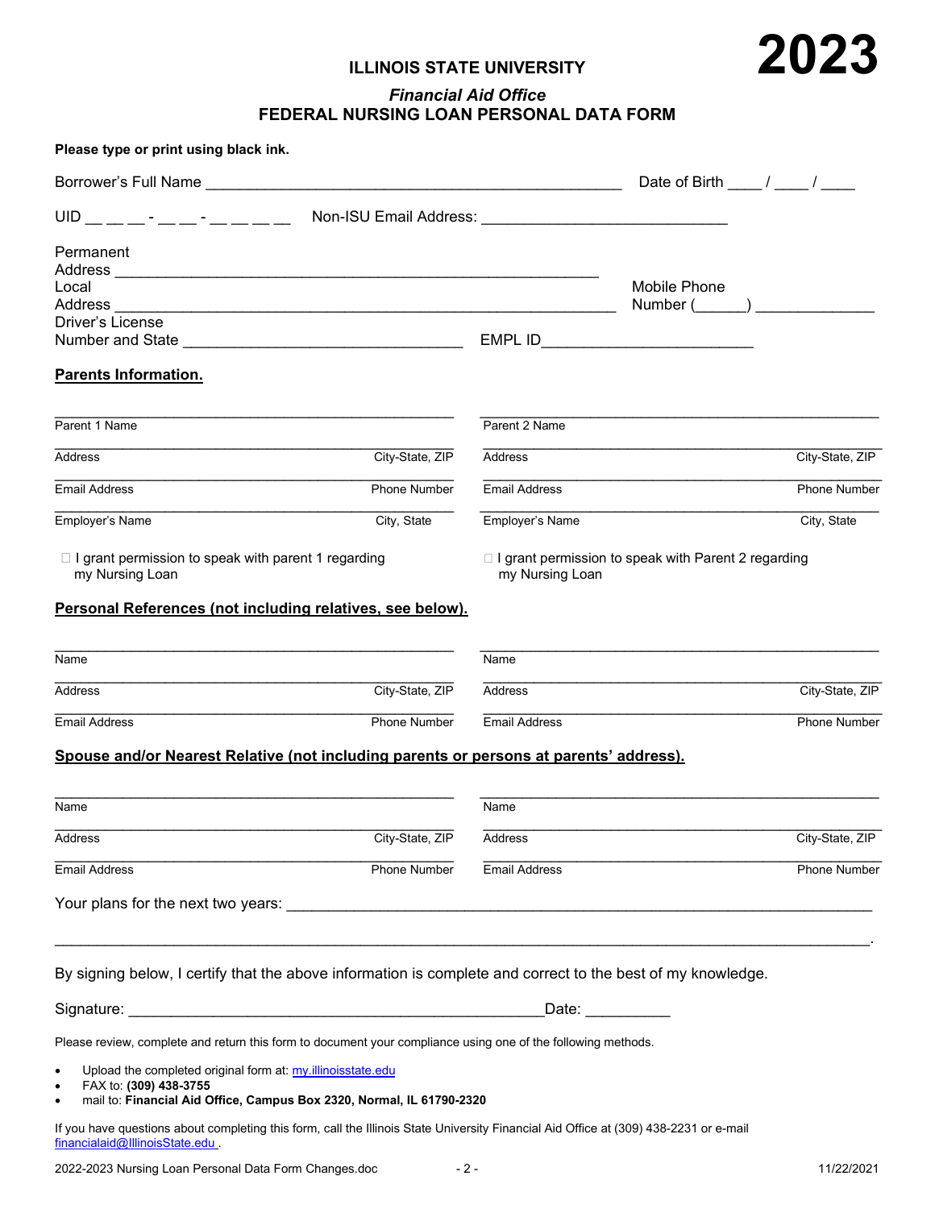# ILLINOIS STATE UNIVERSITY

**2023**

*Financial Aid Office*
**FEDERAL NURSING LOAN PERSONAL DATA FORM**

**Please type or print using black ink.**

Borrower's Full Name ______________________________________________ Date of Birth ____ / ____ / ____

UID __ __ __ - __ __ - __ __ __ __ Non-ISU Email Address: ___________________________

Permanent Address _______________________________________________________

Local Address _________________________________________________________ Mobile Phone Number (______) _____________

Driver's License Number and State ______________________________ EMPL ID_______________________

**Parents Information.**

| | | | |
|---|---|---|---|
| Parent 1 Name | | Parent 2 Name | |
| Address | City-State, ZIP | Address | City-State, ZIP |
| Email Address | Phone Number | Email Address | Phone Number |
| Employer's Name | City, State | Employer's Name | City, State |

☐ I grant permission to speak with parent 1 regarding my Nursing Loan

☐ I grant permission to speak with Parent 2 regarding my Nursing Loan

**Personal References (not including relatives, see below).**

| | | | |
|---|---|---|---|
| Name | | Name | |
| Address | City-State, ZIP | Address | City-State, ZIP |
| Email Address | Phone Number | Email Address | Phone Number |

**Spouse and/or Nearest Relative (not including parents or persons at parents' address).**

| | | | |
|---|---|---|---|
| Name | | Name | |
| Address | City-State, ZIP | Address | City-State, ZIP |
| Email Address | Phone Number | Email Address | Phone Number |

Your plans for the next two years: ___________________________________________________________

_____________________________________________________________________________.

By signing below, I certify that the above information is complete and correct to the best of my knowledge.

Signature: ______________________________________________Date: __________

Please review, complete and return this form to document your compliance using one of the following methods.

- Upload the completed original form at: my.illinoisstate.edu
- FAX to: **(309) 438-3755**
- mail to: **Financial Aid Office, Campus Box 2320, Normal, IL 61790-2320**

If you have questions about completing this form, call the Illinois State University Financial Aid Office at (309) 438-2231 or e-mail financialaid@IllinoisState.edu .

2022-2023 Nursing Loan Personal Data Form Changes.doc 11/22/2021